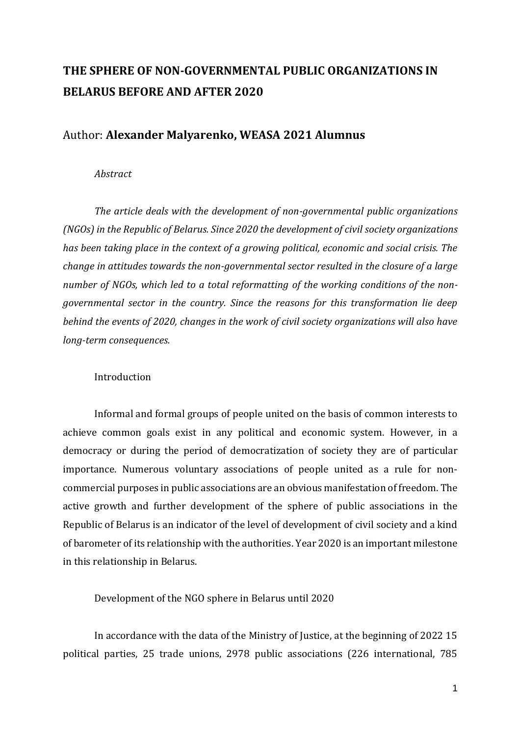# THE SPHERE OF NON-GOVERNMENTAL PUBLIC ORGANIZATIONS IN BELARUS BEFORE AND AFTER 2020

## Author: **Alexander Malyarenko, WEASA 2021 Alumnus**

*Abstract*

*The article deals with the development of non-governmental public organizations (NGOs) in the Republic of Belarus. Since 2020 the development of civil society organizations has been taking place in the context of a growing political, economic and social crisis. The change in attitudes towards the non-governmental sector resulted in the closure of a large number of NGOs, which led to a total reformatting of the working conditions of the non-governmental sector in the country. Since the reasons for this transformation lie deep behind the events of 2020, changes in the work of civil society organizations will also have long-term consequences.*

Introduction

Informal and formal groups of people united on the basis of common interests to achieve common goals exist in any political and economic system. However, in a democracy or during the period of democratization of society they are of particular importance. Numerous voluntary associations of people united as a rule for non-commercial purposes in public associations are an obvious manifestation of freedom. The active growth and further development of the sphere of public associations in the Republic of Belarus is an indicator of the level of development of civil society and a kind of barometer of its relationship with the authorities. Year 2020 is an important milestone in this relationship in Belarus.

Development of the NGO sphere in Belarus until 2020

In accordance with the data of the Ministry of Justice, at the beginning of 2022 15 political parties, 25 trade unions, 2978 public associations (226 international, 785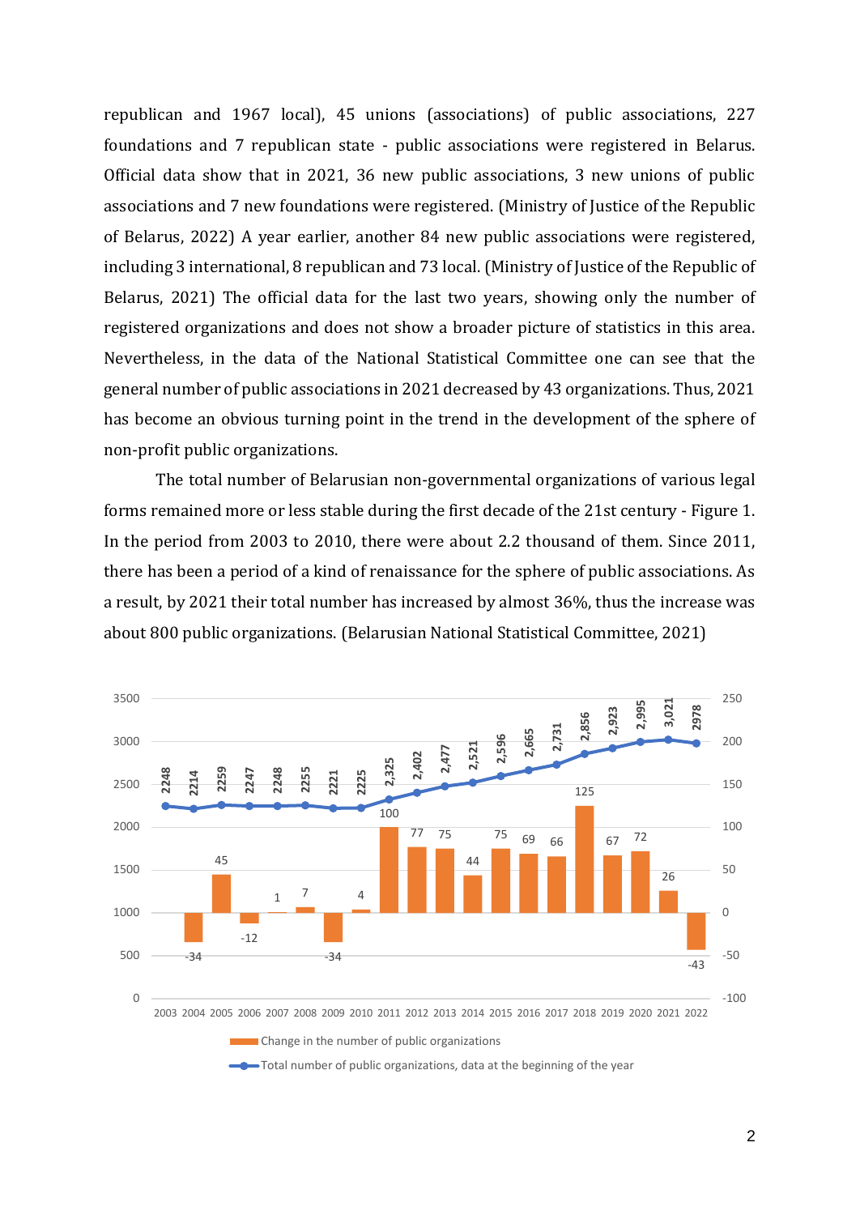republican and 1967 local), 45 unions (associations) of public associations, 227 foundations and 7 republican state - public associations were registered in Belarus. Official data show that in 2021, 36 new public associations, 3 new unions of public associations and 7 new foundations were registered. (Ministry of Justice of the Republic of Belarus, 2022) A year earlier, another 84 new public associations were registered, including 3 international, 8 republican and 73 local. (Ministry of Justice of the Republic of Belarus, 2021) The official data for the last two years, showing only the number of registered organizations and does not show a broader picture of statistics in this area. Nevertheless, in the data of the National Statistical Committee one can see that the general number of public associations in 2021 decreased by 43 organizations. Thus, 2021 has become an obvious turning point in the trend in the development of the sphere of non-profit public organizations.

The total number of Belarusian non-governmental organizations of various legal forms remained more or less stable during the first decade of the 21st century - Figure 1. In the period from 2003 to 2010, there were about 2.2 thousand of them. Since 2011, there has been a period of a kind of renaissance for the sphere of public associations. As a result, by 2021 their total number has increased by almost 36%, thus the increase was about 800 public organizations. (Belarusian National Statistical Committee, 2021)

| Year | Total number of public organizations, data at the beginning of the year | Change in the number of public organizations |
|---|---|---|
| 2003 | 2248 | |
| 2004 | 2214 | -34 |
| 2005 | 2259 | 45 |
| 2006 | 2247 | -12 |
| 2007 | 2248 | 1 |
| 2008 | 2255 | 7 |
| 2009 | 2221 | -34 |
| 2010 | 2225 | 4 |
| 2011 | 2,325 | 100 |
| 2012 | 2,402 | 77 |
| 2013 | 2,477 | 75 |
| 2014 | 2,521 | 44 |
| 2015 | 2,596 | 75 |
| 2016 | 2,665 | 69 |
| 2017 | 2,731 | 66 |
| 2018 | 2,856 | 125 |
| 2019 | 2,923 | 67 |
| 2020 | 2,995 | 72 |
| 2021 | 3,021 | 26 |
| 2022 | 2978 | -43 |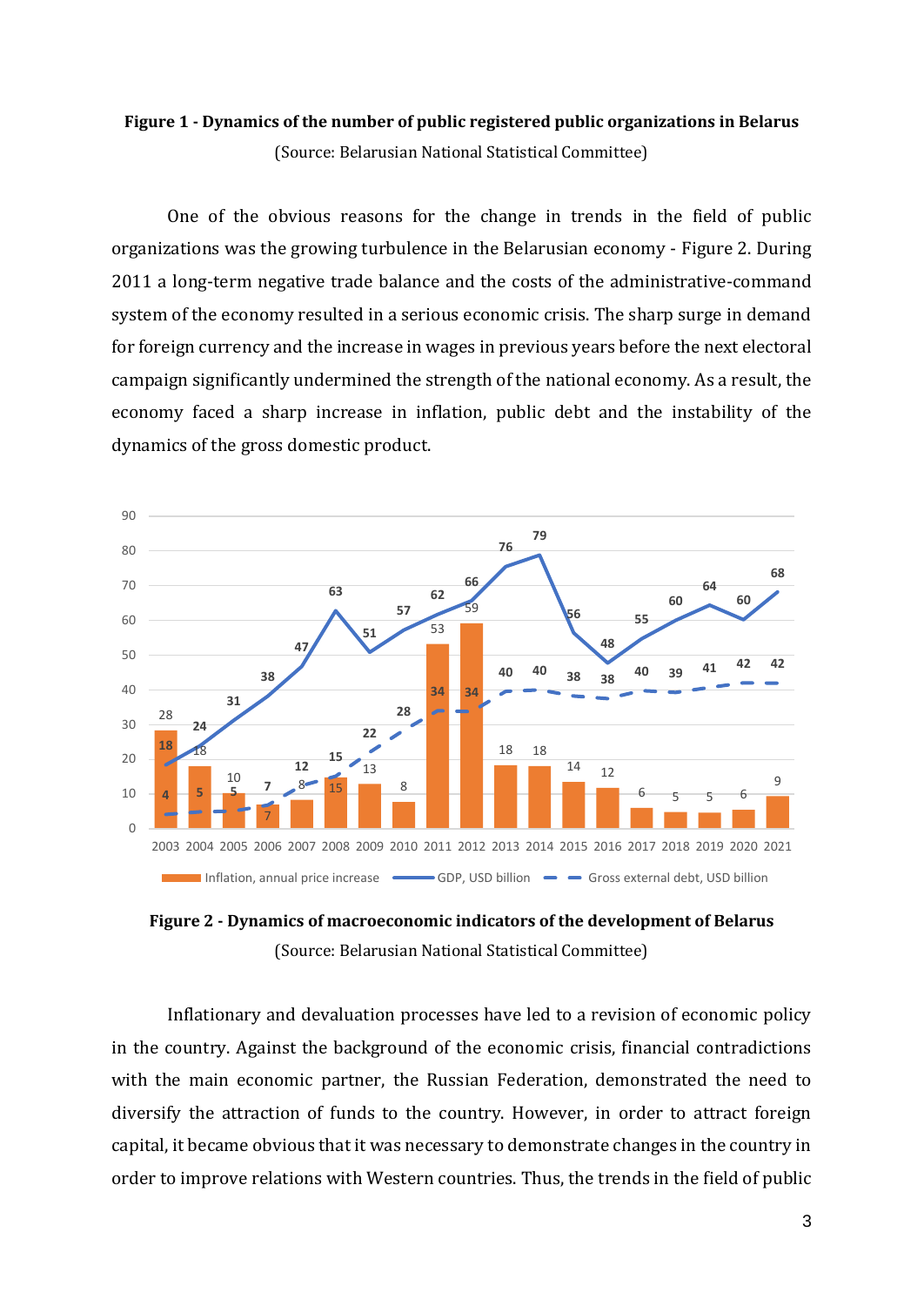**Figure 1 - Dynamics of the number of public registered public organizations in Belarus**

(Source: Belarusian National Statistical Committee)

One of the obvious reasons for the change in trends in the field of public organizations was the growing turbulence in the Belarusian economy - Figure 2. During 2011 a long-term negative trade balance and the costs of the administrative-command system of the economy resulted in a serious economic crisis. The sharp surge in demand for foreign currency and the increase in wages in previous years before the next electoral campaign significantly undermined the strength of the national economy. As a result, the economy faced a sharp increase in inflation, public debt and the instability of the dynamics of the gross domestic product.

**Figure 2 - Dynamics of macroeconomic indicators of the development of Belarus**

(Source: Belarusian National Statistical Committee)

Inflationary and devaluation processes have led to a revision of economic policy in the country. Against the background of the economic crisis, financial contradictions with the main economic partner, the Russian Federation, demonstrated the need to diversify the attraction of funds to the country. However, in order to attract foreign capital, it became obvious that it was necessary to demonstrate changes in the country in order to improve relations with Western countries. Thus, the trends in the field of public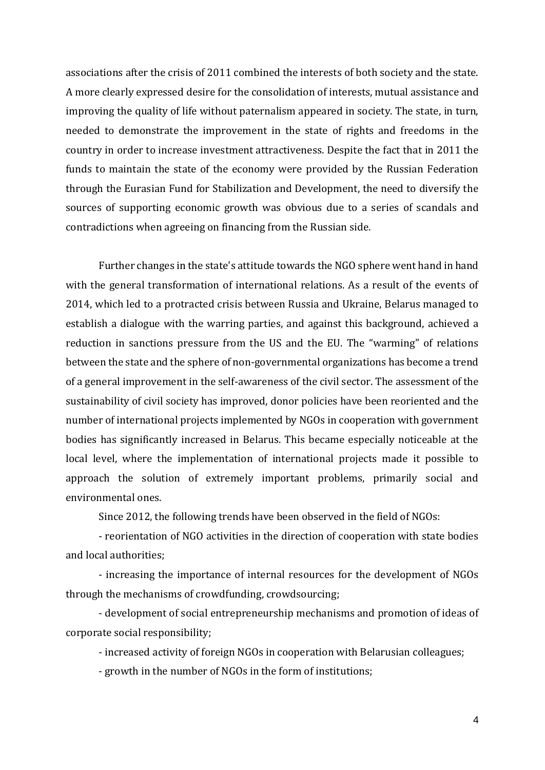associations after the crisis of 2011 combined the interests of both society and the state. A more clearly expressed desire for the consolidation of interests, mutual assistance and improving the quality of life without paternalism appeared in society. The state, in turn, needed to demonstrate the improvement in the state of rights and freedoms in the country in order to increase investment attractiveness. Despite the fact that in 2011 the funds to maintain the state of the economy were provided by the Russian Federation through the Eurasian Fund for Stabilization and Development, the need to diversify the sources of supporting economic growth was obvious due to a series of scandals and contradictions when agreeing on financing from the Russian side.

Further changes in the state's attitude towards the NGO sphere went hand in hand with the general transformation of international relations. As a result of the events of 2014, which led to a protracted crisis between Russia and Ukraine, Belarus managed to establish a dialogue with the warring parties, and against this background, achieved a reduction in sanctions pressure from the US and the EU. The "warming" of relations between the state and the sphere of non-governmental organizations has become a trend of a general improvement in the self-awareness of the civil sector. The assessment of the sustainability of civil society has improved, donor policies have been reoriented and the number of international projects implemented by NGOs in cooperation with government bodies has significantly increased in Belarus. This became especially noticeable at the local level, where the implementation of international projects made it possible to approach the solution of extremely important problems, primarily social and environmental ones.

Since 2012, the following trends have been observed in the field of NGOs:

- reorientation of NGO activities in the direction of cooperation with state bodies and local authorities;
- increasing the importance of internal resources for the development of NGOs through the mechanisms of crowdfunding, crowdsourcing;
- development of social entrepreneurship mechanisms and promotion of ideas of corporate social responsibility;
- increased activity of foreign NGOs in cooperation with Belarusian colleagues;
- growth in the number of NGOs in the form of institutions;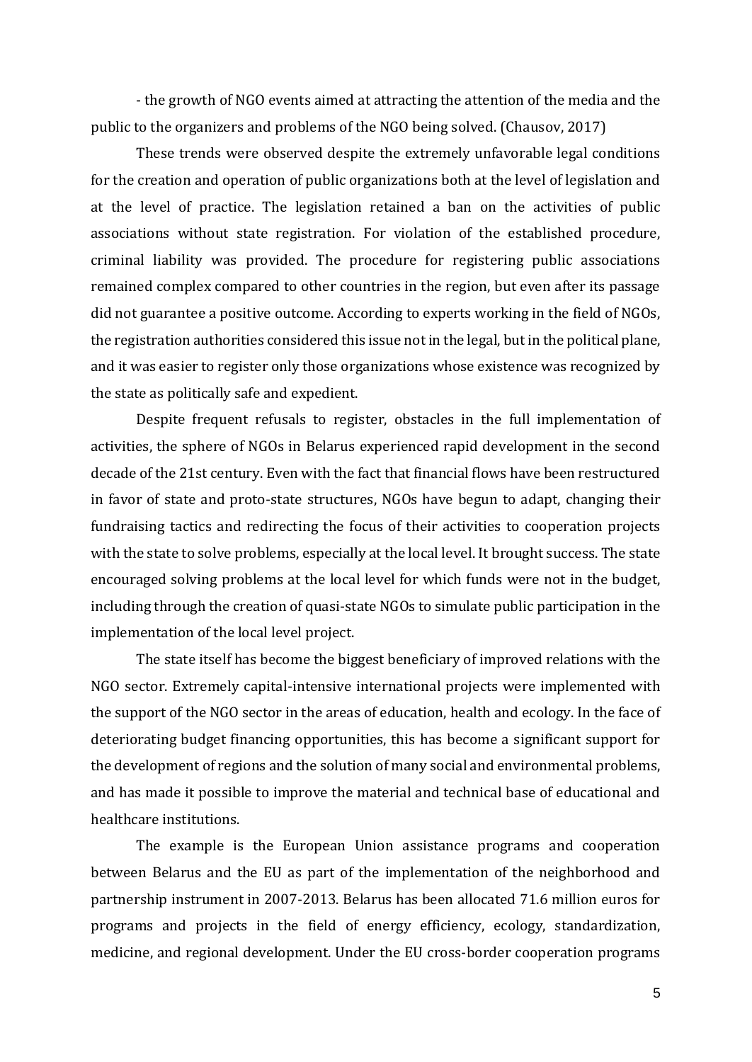- the growth of NGO events aimed at attracting the attention of the media and the public to the organizers and problems of the NGO being solved. (Chausov, 2017)

These trends were observed despite the extremely unfavorable legal conditions for the creation and operation of public organizations both at the level of legislation and at the level of practice. The legislation retained a ban on the activities of public associations without state registration. For violation of the established procedure, criminal liability was provided. The procedure for registering public associations remained complex compared to other countries in the region, but even after its passage did not guarantee a positive outcome. According to experts working in the field of NGOs, the registration authorities considered this issue not in the legal, but in the political plane, and it was easier to register only those organizations whose existence was recognized by the state as politically safe and expedient.

Despite frequent refusals to register, obstacles in the full implementation of activities, the sphere of NGOs in Belarus experienced rapid development in the second decade of the 21st century. Even with the fact that financial flows have been restructured in favor of state and proto-state structures, NGOs have begun to adapt, changing their fundraising tactics and redirecting the focus of their activities to cooperation projects with the state to solve problems, especially at the local level. It brought success. The state encouraged solving problems at the local level for which funds were not in the budget, including through the creation of quasi-state NGOs to simulate public participation in the implementation of the local level project.

The state itself has become the biggest beneficiary of improved relations with the NGO sector. Extremely capital-intensive international projects were implemented with the support of the NGO sector in the areas of education, health and ecology. In the face of deteriorating budget financing opportunities, this has become a significant support for the development of regions and the solution of many social and environmental problems, and has made it possible to improve the material and technical base of educational and healthcare institutions.

The example is the European Union assistance programs and cooperation between Belarus and the EU as part of the implementation of the neighborhood and partnership instrument in 2007-2013. Belarus has been allocated 71.6 million euros for programs and projects in the field of energy efficiency, ecology, standardization, medicine, and regional development. Under the EU cross-border cooperation programs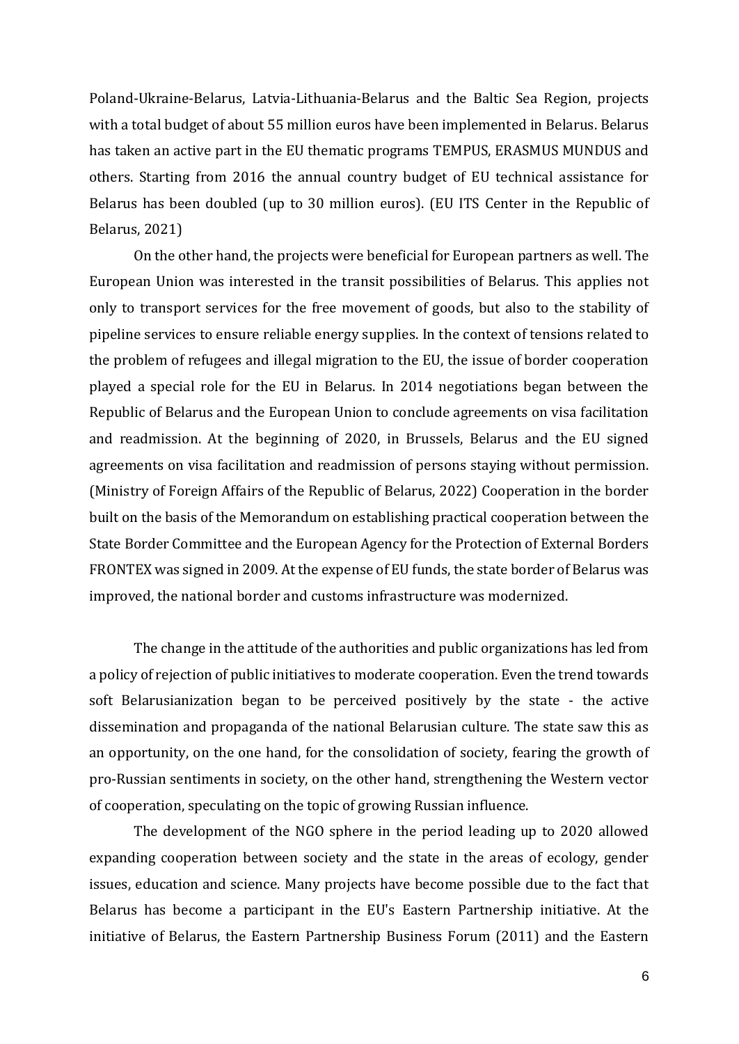Poland-Ukraine-Belarus, Latvia-Lithuania-Belarus and the Baltic Sea Region, projects with a total budget of about 55 million euros have been implemented in Belarus. Belarus has taken an active part in the EU thematic programs TEMPUS, ERASMUS MUNDUS and others. Starting from 2016 the annual country budget of EU technical assistance for Belarus has been doubled (up to 30 million euros). (EU ITS Center in the Republic of Belarus, 2021)

On the other hand, the projects were beneficial for European partners as well. The European Union was interested in the transit possibilities of Belarus. This applies not only to transport services for the free movement of goods, but also to the stability of pipeline services to ensure reliable energy supplies. In the context of tensions related to the problem of refugees and illegal migration to the EU, the issue of border cooperation played a special role for the EU in Belarus. In 2014 negotiations began between the Republic of Belarus and the European Union to conclude agreements on visa facilitation and readmission. At the beginning of 2020, in Brussels, Belarus and the EU signed agreements on visa facilitation and readmission of persons staying without permission. (Ministry of Foreign Affairs of the Republic of Belarus, 2022) Cooperation in the border built on the basis of the Memorandum on establishing practical cooperation between the State Border Committee and the European Agency for the Protection of External Borders FRONTEX was signed in 2009. At the expense of EU funds, the state border of Belarus was improved, the national border and customs infrastructure was modernized.

The change in the attitude of the authorities and public organizations has led from a policy of rejection of public initiatives to moderate cooperation. Even the trend towards soft Belarusianization began to be perceived positively by the state - the active dissemination and propaganda of the national Belarusian culture. The state saw this as an opportunity, on the one hand, for the consolidation of society, fearing the growth of pro-Russian sentiments in society, on the other hand, strengthening the Western vector of cooperation, speculating on the topic of growing Russian influence.

The development of the NGO sphere in the period leading up to 2020 allowed expanding cooperation between society and the state in the areas of ecology, gender issues, education and science. Many projects have become possible due to the fact that Belarus has become a participant in the EU's Eastern Partnership initiative. At the initiative of Belarus, the Eastern Partnership Business Forum (2011) and the Eastern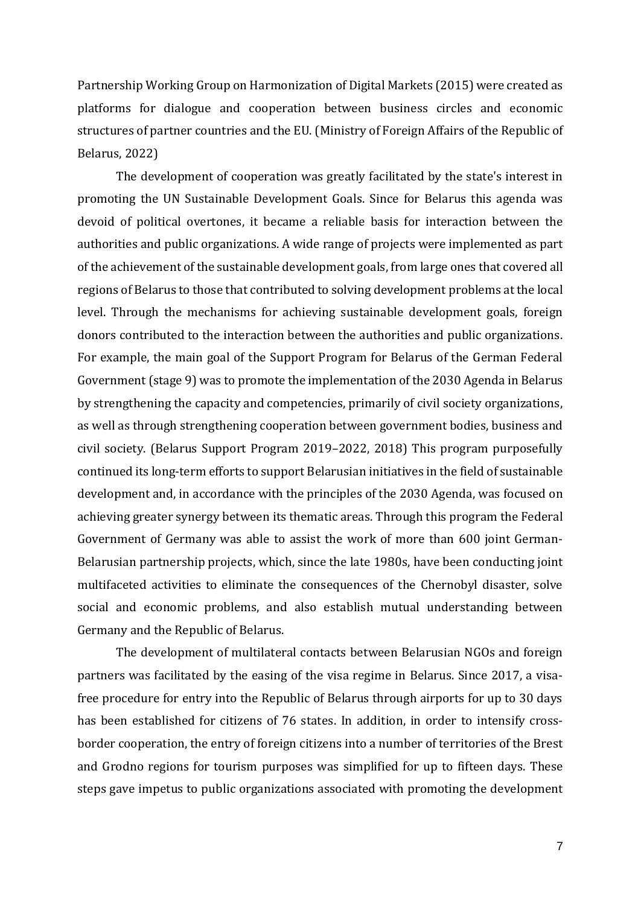Partnership Working Group on Harmonization of Digital Markets (2015) were created as platforms for dialogue and cooperation between business circles and economic structures of partner countries and the EU. (Ministry of Foreign Affairs of the Republic of Belarus, 2022)

The development of cooperation was greatly facilitated by the state's interest in promoting the UN Sustainable Development Goals. Since for Belarus this agenda was devoid of political overtones, it became a reliable basis for interaction between the authorities and public organizations. A wide range of projects were implemented as part of the achievement of the sustainable development goals, from large ones that covered all regions of Belarus to those that contributed to solving development problems at the local level. Through the mechanisms for achieving sustainable development goals, foreign donors contributed to the interaction between the authorities and public organizations. For example, the main goal of the Support Program for Belarus of the German Federal Government (stage 9) was to promote the implementation of the 2030 Agenda in Belarus by strengthening the capacity and competencies, primarily of civil society organizations, as well as through strengthening cooperation between government bodies, business and civil society. (Belarus Support Program 2019–2022, 2018) This program purposefully continued its long-term efforts to support Belarusian initiatives in the field of sustainable development and, in accordance with the principles of the 2030 Agenda, was focused on achieving greater synergy between its thematic areas. Through this program the Federal Government of Germany was able to assist the work of more than 600 joint German-Belarusian partnership projects, which, since the late 1980s, have been conducting joint multifaceted activities to eliminate the consequences of the Chernobyl disaster, solve social and economic problems, and also establish mutual understanding between Germany and the Republic of Belarus.

The development of multilateral contacts between Belarusian NGOs and foreign partners was facilitated by the easing of the visa regime in Belarus. Since 2017, a visa-free procedure for entry into the Republic of Belarus through airports for up to 30 days has been established for citizens of 76 states. In addition, in order to intensify cross-border cooperation, the entry of foreign citizens into a number of territories of the Brest and Grodno regions for tourism purposes was simplified for up to fifteen days. These steps gave impetus to public organizations associated with promoting the development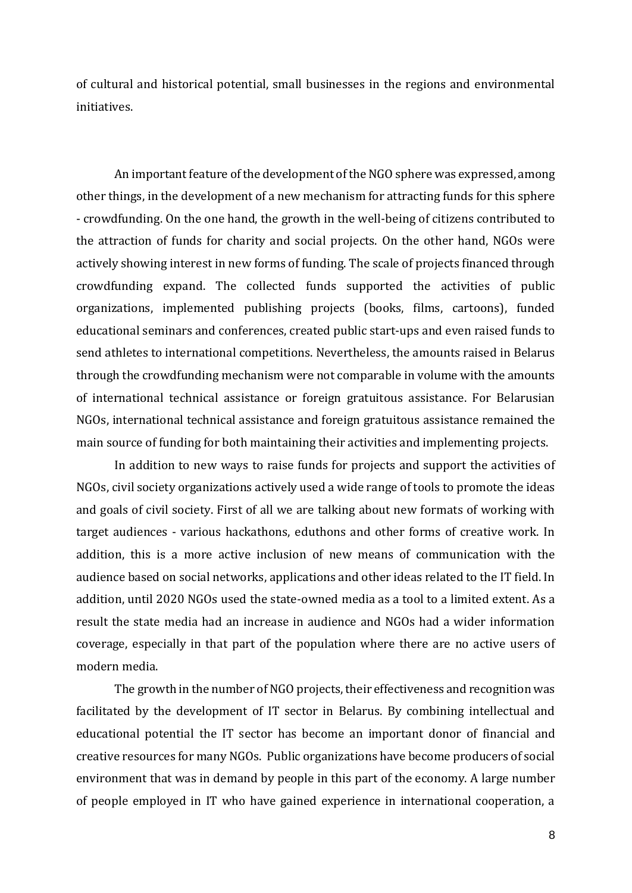of cultural and historical potential, small businesses in the regions and environmental initiatives.

An important feature of the development of the NGO sphere was expressed, among other things, in the development of a new mechanism for attracting funds for this sphere - crowdfunding. On the one hand, the growth in the well-being of citizens contributed to the attraction of funds for charity and social projects. On the other hand, NGOs were actively showing interest in new forms of funding. The scale of projects financed through crowdfunding expand. The collected funds supported the activities of public organizations, implemented publishing projects (books, films, cartoons), funded educational seminars and conferences, created public start-ups and even raised funds to send athletes to international competitions. Nevertheless, the amounts raised in Belarus through the crowdfunding mechanism were not comparable in volume with the amounts of international technical assistance or foreign gratuitous assistance. For Belarusian NGOs, international technical assistance and foreign gratuitous assistance remained the main source of funding for both maintaining their activities and implementing projects.

In addition to new ways to raise funds for projects and support the activities of NGOs, civil society organizations actively used a wide range of tools to promote the ideas and goals of civil society. First of all we are talking about new formats of working with target audiences - various hackathons, eduthons and other forms of creative work. In addition, this is a more active inclusion of new means of communication with the audience based on social networks, applications and other ideas related to the IT field. In addition, until 2020 NGOs used the state-owned media as a tool to a limited extent. As a result the state media had an increase in audience and NGOs had a wider information coverage, especially in that part of the population where there are no active users of modern media.

The growth in the number of NGO projects, their effectiveness and recognition was facilitated by the development of IT sector in Belarus. By combining intellectual and educational potential the IT sector has become an important donor of financial and creative resources for many NGOs. Public organizations have become producers of social environment that was in demand by people in this part of the economy. A large number of people employed in IT who have gained experience in international cooperation, a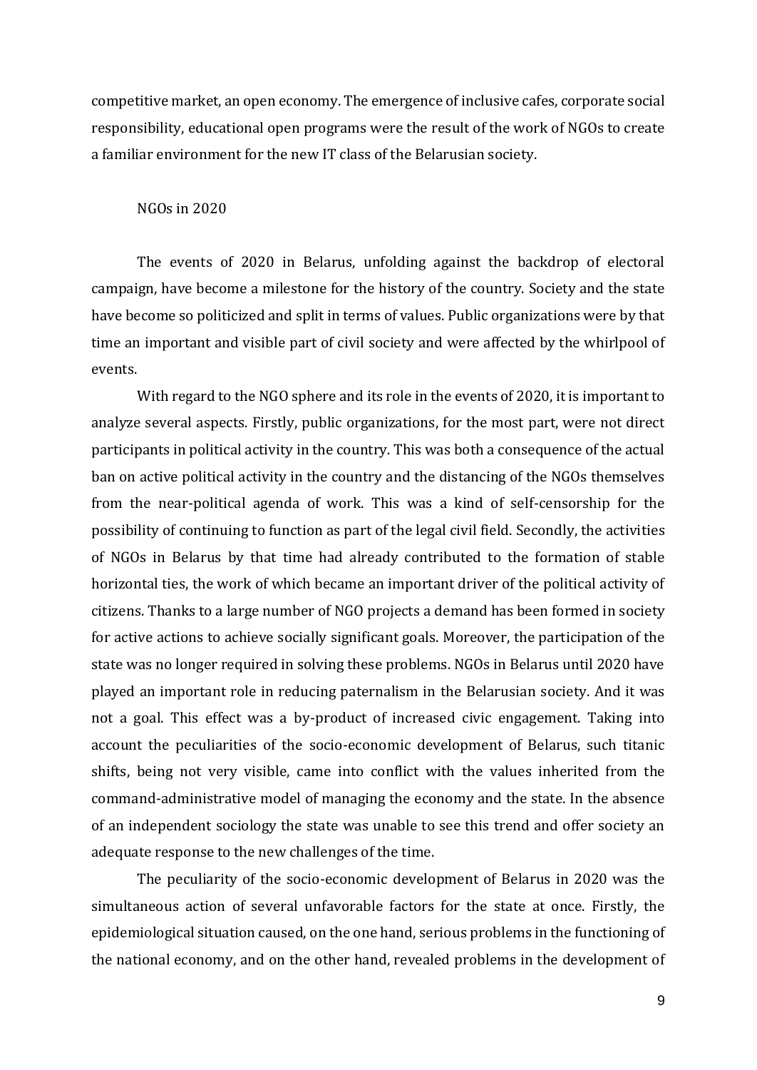competitive market, an open economy. The emergence of inclusive cafes, corporate social responsibility, educational open programs were the result of the work of NGOs to create a familiar environment for the new IT class of the Belarusian society.

## NGOs in 2020

The events of 2020 in Belarus, unfolding against the backdrop of electoral campaign, have become a milestone for the history of the country. Society and the state have become so politicized and split in terms of values. Public organizations were by that time an important and visible part of civil society and were affected by the whirlpool of events.

With regard to the NGO sphere and its role in the events of 2020, it is important to analyze several aspects. Firstly, public organizations, for the most part, were not direct participants in political activity in the country. This was both a consequence of the actual ban on active political activity in the country and the distancing of the NGOs themselves from the near-political agenda of work. This was a kind of self-censorship for the possibility of continuing to function as part of the legal civil field. Secondly, the activities of NGOs in Belarus by that time had already contributed to the formation of stable horizontal ties, the work of which became an important driver of the political activity of citizens. Thanks to a large number of NGO projects a demand has been formed in society for active actions to achieve socially significant goals. Moreover, the participation of the state was no longer required in solving these problems. NGOs in Belarus until 2020 have played an important role in reducing paternalism in the Belarusian society. And it was not a goal. This effect was a by-product of increased civic engagement. Taking into account the peculiarities of the socio-economic development of Belarus, such titanic shifts, being not very visible, came into conflict with the values inherited from the command-administrative model of managing the economy and the state. In the absence of an independent sociology the state was unable to see this trend and offer society an adequate response to the new challenges of the time.

The peculiarity of the socio-economic development of Belarus in 2020 was the simultaneous action of several unfavorable factors for the state at once. Firstly, the epidemiological situation caused, on the one hand, serious problems in the functioning of the national economy, and on the other hand, revealed problems in the development of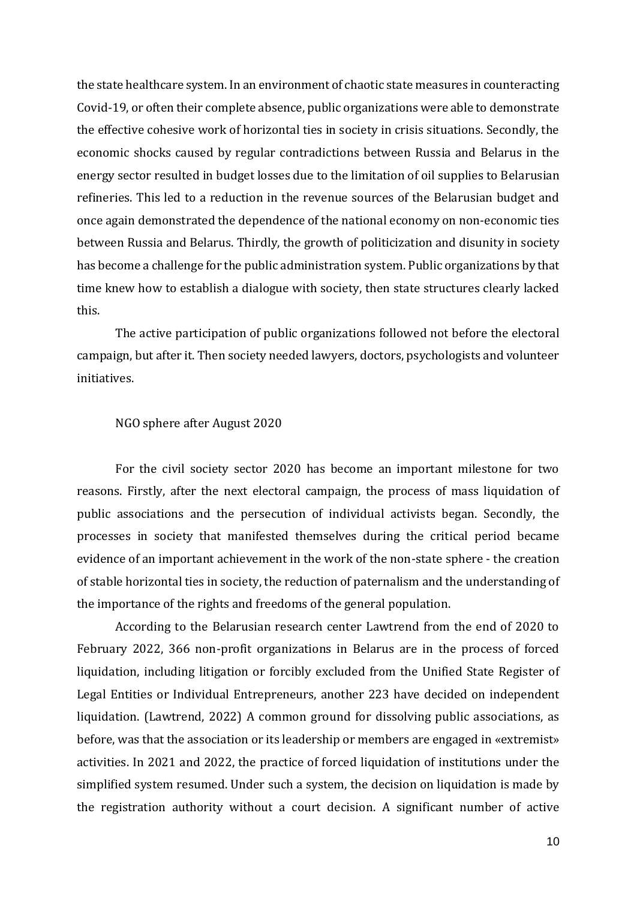the state healthcare system. In an environment of chaotic state measures in counteracting Covid-19, or often their complete absence, public organizations were able to demonstrate the effective cohesive work of horizontal ties in society in crisis situations. Secondly, the economic shocks caused by regular contradictions between Russia and Belarus in the energy sector resulted in budget losses due to the limitation of oil supplies to Belarusian refineries. This led to a reduction in the revenue sources of the Belarusian budget and once again demonstrated the dependence of the national economy on non-economic ties between Russia and Belarus. Thirdly, the growth of politicization and disunity in society has become a challenge for the public administration system. Public organizations by that time knew how to establish a dialogue with society, then state structures clearly lacked this.

The active participation of public organizations followed not before the electoral campaign, but after it. Then society needed lawyers, doctors, psychologists and volunteer initiatives.

## NGO sphere after August 2020

For the civil society sector 2020 has become an important milestone for two reasons. Firstly, after the next electoral campaign, the process of mass liquidation of public associations and the persecution of individual activists began. Secondly, the processes in society that manifested themselves during the critical period became evidence of an important achievement in the work of the non-state sphere - the creation of stable horizontal ties in society, the reduction of paternalism and the understanding of the importance of the rights and freedoms of the general population.

According to the Belarusian research center Lawtrend from the end of 2020 to February 2022, 366 non-profit organizations in Belarus are in the process of forced liquidation, including litigation or forcibly excluded from the Unified State Register of Legal Entities or Individual Entrepreneurs, another 223 have decided on independent liquidation. (Lawtrend, 2022) A common ground for dissolving public associations, as before, was that the association or its leadership or members are engaged in «extremist» activities. In 2021 and 2022, the practice of forced liquidation of institutions under the simplified system resumed. Under such a system, the decision on liquidation is made by the registration authority without a court decision. A significant number of active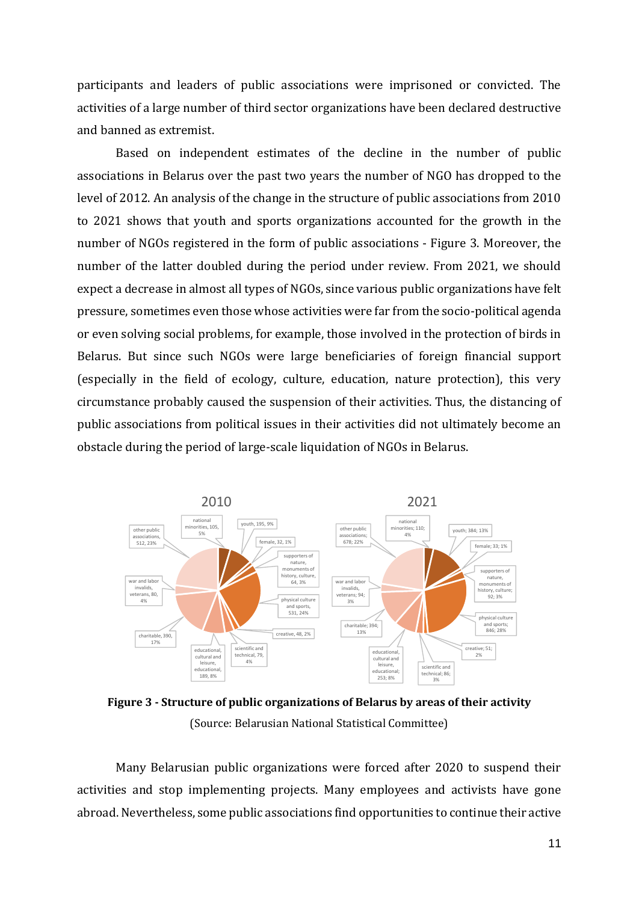participants and leaders of public associations were imprisoned or convicted. The activities of a large number of third sector organizations have been declared destructive and banned as extremist.

Based on independent estimates of the decline in the number of public associations in Belarus over the past two years the number of NGO has dropped to the level of 2012. An analysis of the change in the structure of public associations from 2010 to 2021 shows that youth and sports organizations accounted for the growth in the number of NGOs registered in the form of public associations - Figure 3. Moreover, the number of the latter doubled during the period under review. From 2021, we should expect a decrease in almost all types of NGOs, since various public organizations have felt pressure, sometimes even those whose activities were far from the socio-political agenda or even solving social problems, for example, those involved in the protection of birds in Belarus. But since such NGOs were large beneficiaries of foreign financial support (especially in the field of ecology, culture, education, nature protection), this very circumstance probably caused the suspension of their activities. Thus, the distancing of public associations from political issues in their activities did not ultimately become an obstacle during the period of large-scale liquidation of NGOs in Belarus.

| Area of activity | 2010 | 2021 |
| --- | --- | --- |
| national minorities | 105, 5% | 110; 4% |
| youth | 195, 9% | 384; 13% |
| female | 32, 1% | 33; 1% |
| supporters of nature, monuments of history, culture | 64, 3% | 92; 3% |
| physical culture and sports | 531, 24% | 846; 28% |
| creative | 48, 2% | 51; 2% |
| scientific and technical | 79, 4% | 86; 3% |
| educational, cultural and leisure, educational | 189, 8% | 253; 8% |
| charitable | 390, 17% | 394; 13% |
| war and labor invalids, veterans | 80, 4% | 94; 3% |
| other public associations | 512, 23% | 678; 22% |

**Figure 3 - Structure of public organizations of Belarus by areas of their activity**

(Source: Belarusian National Statistical Committee)

Many Belarusian public organizations were forced after 2020 to suspend their activities and stop implementing projects. Many employees and activists have gone abroad. Nevertheless, some public associations find opportunities to continue their active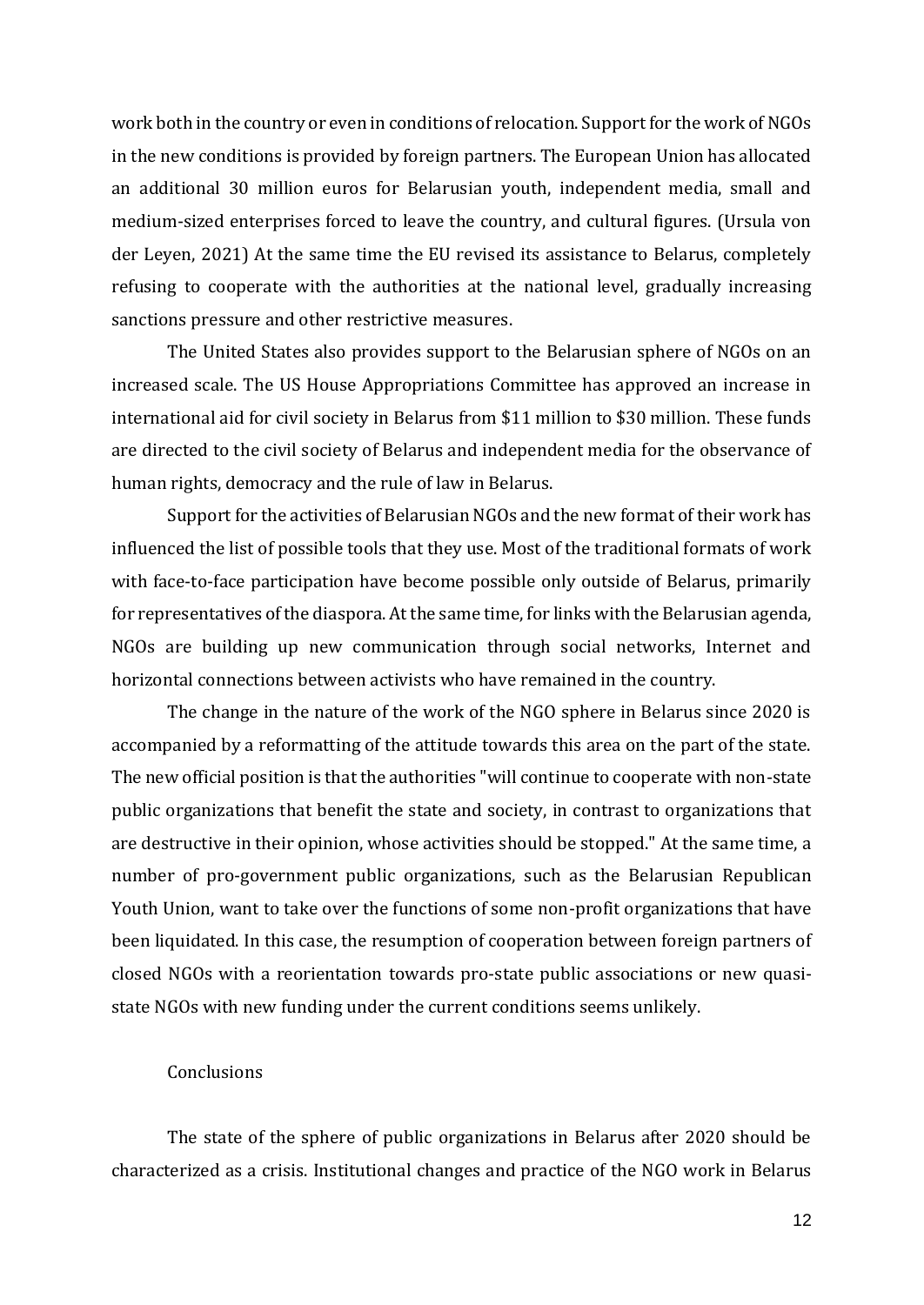work both in the country or even in conditions of relocation. Support for the work of NGOs in the new conditions is provided by foreign partners. The European Union has allocated an additional 30 million euros for Belarusian youth, independent media, small and medium-sized enterprises forced to leave the country, and cultural figures. (Ursula von der Leyen, 2021) At the same time the EU revised its assistance to Belarus, completely refusing to cooperate with the authorities at the national level, gradually increasing sanctions pressure and other restrictive measures.

The United States also provides support to the Belarusian sphere of NGOs on an increased scale. The US House Appropriations Committee has approved an increase in international aid for civil society in Belarus from $11 million to $30 million. These funds are directed to the civil society of Belarus and independent media for the observance of human rights, democracy and the rule of law in Belarus.

Support for the activities of Belarusian NGOs and the new format of their work has influenced the list of possible tools that they use. Most of the traditional formats of work with face-to-face participation have become possible only outside of Belarus, primarily for representatives of the diaspora. At the same time, for links with the Belarusian agenda, NGOs are building up new communication through social networks, Internet and horizontal connections between activists who have remained in the country.

The change in the nature of the work of the NGO sphere in Belarus since 2020 is accompanied by a reformatting of the attitude towards this area on the part of the state. The new official position is that the authorities "will continue to cooperate with non-state public organizations that benefit the state and society, in contrast to organizations that are destructive in their opinion, whose activities should be stopped." At the same time, a number of pro-government public organizations, such as the Belarusian Republican Youth Union, want to take over the functions of some non-profit organizations that have been liquidated. In this case, the resumption of cooperation between foreign partners of closed NGOs with a reorientation towards pro-state public associations or new quasi-state NGOs with new funding under the current conditions seems unlikely.

## Conclusions

The state of the sphere of public organizations in Belarus after 2020 should be characterized as a crisis. Institutional changes and practice of the NGO work in Belarus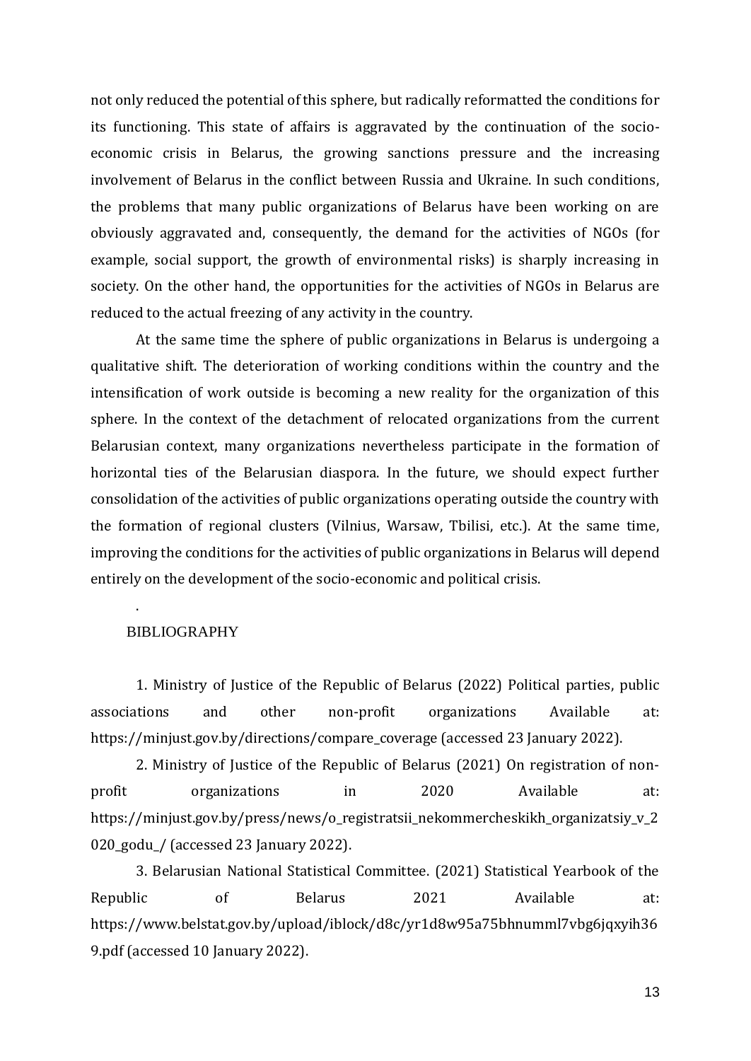not only reduced the potential of this sphere, but radically reformatted the conditions for its functioning. This state of affairs is aggravated by the continuation of the socio-economic crisis in Belarus, the growing sanctions pressure and the increasing involvement of Belarus in the conflict between Russia and Ukraine. In such conditions, the problems that many public organizations of Belarus have been working on are obviously aggravated and, consequently, the demand for the activities of NGOs (for example, social support, the growth of environmental risks) is sharply increasing in society. On the other hand, the opportunities for the activities of NGOs in Belarus are reduced to the actual freezing of any activity in the country.

At the same time the sphere of public organizations in Belarus is undergoing a qualitative shift. The deterioration of working conditions within the country and the intensification of work outside is becoming a new reality for the organization of this sphere. In the context of the detachment of relocated organizations from the current Belarusian context, many organizations nevertheless participate in the formation of horizontal ties of the Belarusian diaspora. In the future, we should expect further consolidation of the activities of public organizations operating outside the country with the formation of regional clusters (Vilnius, Warsaw, Tbilisi, etc.). At the same time, improving the conditions for the activities of public organizations in Belarus will depend entirely on the development of the socio-economic and political crisis.

.

## BIBLIOGRAPHY

1. Ministry of Justice of the Republic of Belarus (2022) Political parties, public associations and other non-profit organizations Available at: https://minjust.gov.by/directions/compare_coverage (accessed 23 January 2022).

2. Ministry of Justice of the Republic of Belarus (2021) On registration of non-profit organizations in 2020 Available at: https://minjust.gov.by/press/news/o_registratsii_nekommercheskikh_organizatsiy_v_2020_godu_/ (accessed 23 January 2022).

3. Belarusian National Statistical Committee. (2021) Statistical Yearbook of the Republic of Belarus 2021 Available at: https://www.belstat.gov.by/upload/iblock/d8c/yr1d8w95a75bhnumml7vbg6jqxyih369.pdf (accessed 10 January 2022).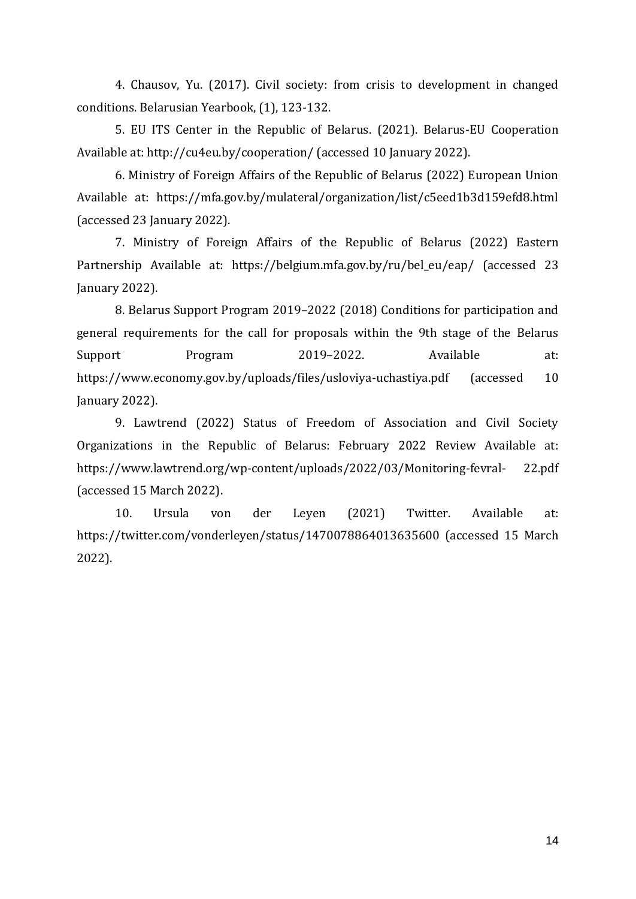4. Chausov, Yu. (2017). Civil society: from crisis to development in changed conditions. Belarusian Yearbook, (1), 123-132.

5. EU ITS Center in the Republic of Belarus. (2021). Belarus-EU Cooperation Available at: http://cu4eu.by/cooperation/ (accessed 10 January 2022).

6. Ministry of Foreign Affairs of the Republic of Belarus (2022) European Union Available at: https://mfa.gov.by/mulateral/organization/list/c5eed1b3d159efd8.html (accessed 23 January 2022).

7. Ministry of Foreign Affairs of the Republic of Belarus (2022) Eastern Partnership Available at: https://belgium.mfa.gov.by/ru/bel_eu/eap/ (accessed 23 January 2022).

8. Belarus Support Program 2019–2022 (2018) Conditions for participation and general requirements for the call for proposals within the 9th stage of the Belarus Support Program 2019–2022. Available at: https://www.economy.gov.by/uploads/files/usloviya-uchastiya.pdf (accessed 10 January 2022).

9. Lawtrend (2022) Status of Freedom of Association and Civil Society Organizations in the Republic of Belarus: February 2022 Review Available at: https://www.lawtrend.org/wp-content/uploads/2022/03/Monitoring-fevral- 22.pdf (accessed 15 March 2022).

10. Ursula von der Leyen (2021) Twitter. Available at: https://twitter.com/vonderleyen/status/1470078864013635600 (accessed 15 March 2022).